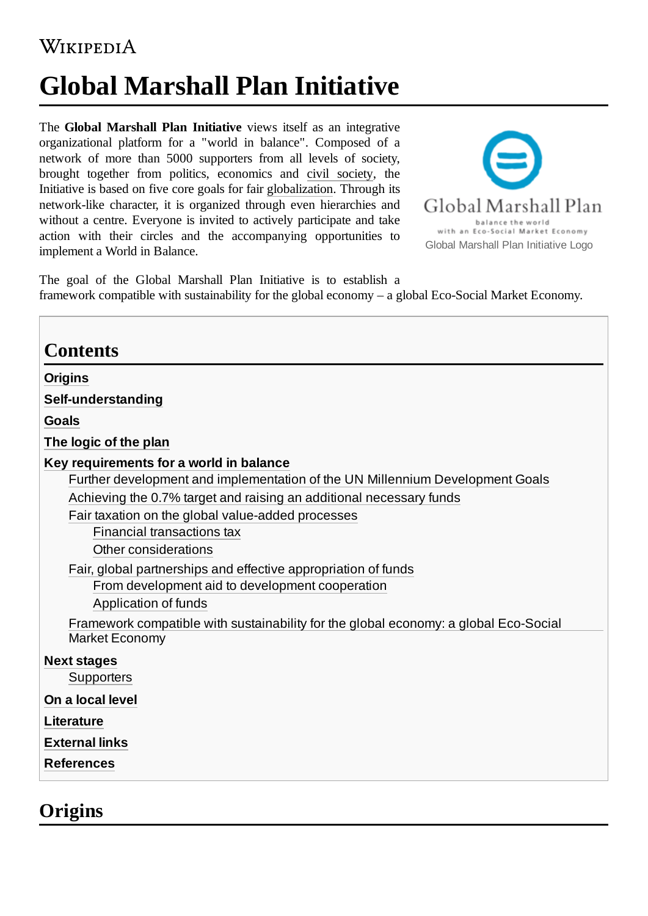# Global Marshall Plan Initiative

The **Global Marshall Plan Initiative** views itself as an integrative organizational platform for a "world in balance". Composed of a network of more than 5000 supporters from all levels of society, brought together from politics, economics and civil society, the Initiative is based on five core goals for fair globalization. Through its network-like character, it is organized through even hierarchies and without a centre. Everyone is invited to actively participate and take action with their circles and the accompanying opportunities to implement a World in Balance.

Global Marshall Plan Initiative Logo

The goal of the Global Marshall Plan Initiative is to establish a framework compatible with sustainability for the global economy – a global Eco-Social Market Economy.

## Contents

- **Origins**
- **Self-understanding**
- **Goals**
- **The logic of the plan**
- **Key requirements for a world in balance**
  - Further development and implementation of the UN Millennium Development Goals
  - Achieving the 0.7% target and raising an additional necessary funds
  - Fair taxation on the global value-added processes
    - Financial transactions tax
    - Other considerations
  - Fair, global partnerships and effective appropriation of funds
    - From development aid to development cooperation
    - Application of funds
  - Framework compatible with sustainability for the global economy: a global Eco-Social Market Economy
- **Next stages**
  - Supporters
- **On a local level**
- **Literature**
- **External links**
- **References**

## Origins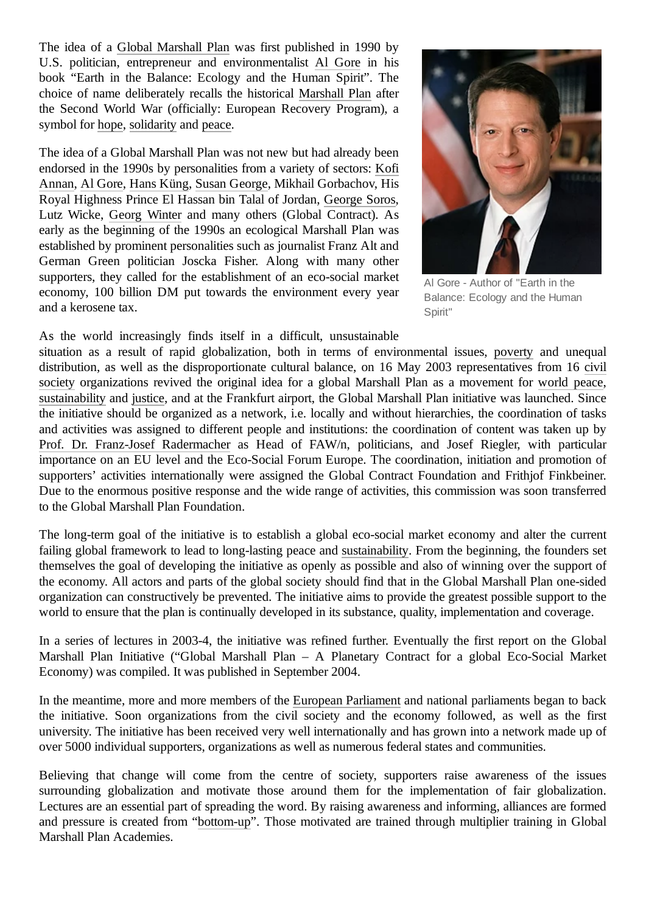The idea of a Global Marshall Plan was first published in 1990 by U.S. politician, entrepreneur and environmentalist Al Gore in his book "Earth in the Balance: Ecology and the Human Spirit". The choice of name deliberately recalls the historical Marshall Plan after the Second World War (officially: European Recovery Program), a symbol for hope, solidarity and peace.

Al Gore - Author of "Earth in the Balance: Ecology and the Human Spirit"

The idea of a Global Marshall Plan was not new but had already been endorsed in the 1990s by personalities from a variety of sectors: Kofi Annan, Al Gore, Hans Küng, Susan George, Mikhail Gorbachov, His Royal Highness Prince El Hassan bin Talal of Jordan, George Soros, Lutz Wicke, Georg Winter and many others (Global Contract). As early as the beginning of the 1990s an ecological Marshall Plan was established by prominent personalities such as journalist Franz Alt and German Green politician Joscka Fisher. Along with many other supporters, they called for the establishment of an eco-social market economy, 100 billion DM put towards the environment every year and a kerosene tax.

As the world increasingly finds itself in a difficult, unsustainable situation as a result of rapid globalization, both in terms of environmental issues, poverty and unequal distribution, as well as the disproportionate cultural balance, on 16 May 2003 representatives from 16 civil society organizations revived the original idea for a global Marshall Plan as a movement for world peace, sustainability and justice, and at the Frankfurt airport, the Global Marshall Plan initiative was launched. Since the initiative should be organized as a network, i.e. locally and without hierarchies, the coordination of tasks and activities was assigned to different people and institutions: the coordination of content was taken up by Prof. Dr. Franz-Josef Radermacher as Head of FAW/n, politicians, and Josef Riegler, with particular importance on an EU level and the Eco-Social Forum Europe. The coordination, initiation and promotion of supporters' activities internationally were assigned the Global Contract Foundation and Frithjof Finkbeiner. Due to the enormous positive response and the wide range of activities, this commission was soon transferred to the Global Marshall Plan Foundation.

The long-term goal of the initiative is to establish a global eco-social market economy and alter the current failing global framework to lead to long-lasting peace and sustainability. From the beginning, the founders set themselves the goal of developing the initiative as openly as possible and also of winning over the support of the economy. All actors and parts of the global society should find that in the Global Marshall Plan one-sided organization can constructively be prevented. The initiative aims to provide the greatest possible support to the world to ensure that the plan is continually developed in its substance, quality, implementation and coverage.

In a series of lectures in 2003-4, the initiative was refined further. Eventually the first report on the Global Marshall Plan Initiative ("Global Marshall Plan – A Planetary Contract for a global Eco-Social Market Economy) was compiled. It was published in September 2004.

In the meantime, more and more members of the European Parliament and national parliaments began to back the initiative. Soon organizations from the civil society and the economy followed, as well as the first university. The initiative has been received very well internationally and has grown into a network made up of over 5000 individual supporters, organizations as well as numerous federal states and communities.

Believing that change will come from the centre of society, supporters raise awareness of the issues surrounding globalization and motivate those around them for the implementation of fair globalization. Lectures are an essential part of spreading the word. By raising awareness and informing, alliances are formed and pressure is created from "bottom-up". Those motivated are trained through multiplier training in Global Marshall Plan Academies.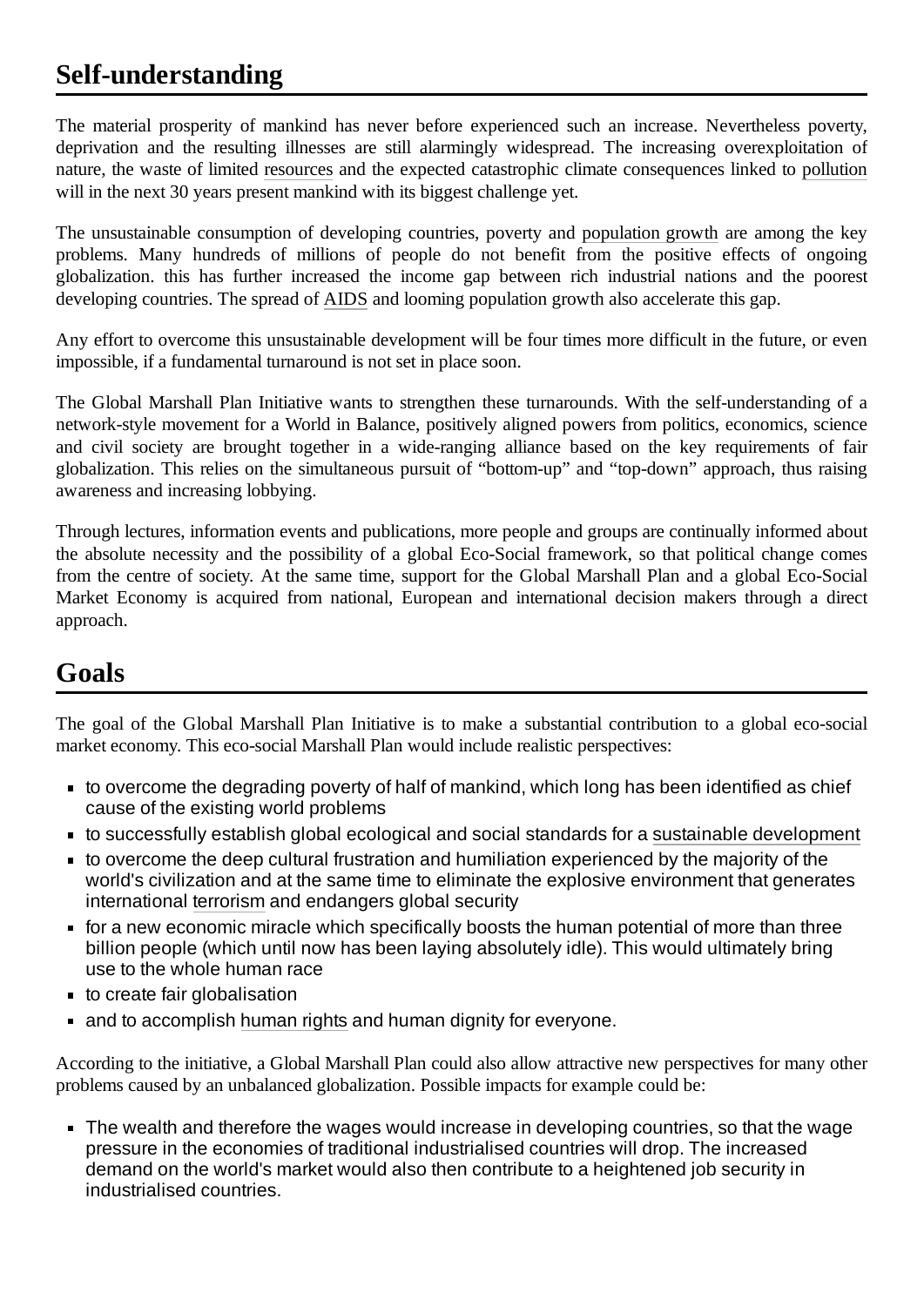## Self-understanding

The material prosperity of mankind has never before experienced such an increase. Nevertheless poverty, deprivation and the resulting illnesses are still alarmingly widespread. The increasing overexploitation of nature, the waste of limited resources and the expected catastrophic climate consequences linked to pollution will in the next 30 years present mankind with its biggest challenge yet.

The unsustainable consumption of developing countries, poverty and population growth are among the key problems. Many hundreds of millions of people do not benefit from the positive effects of ongoing globalization. this has further increased the income gap between rich industrial nations and the poorest developing countries. The spread of AIDS and looming population growth also accelerate this gap.

Any effort to overcome this unsustainable development will be four times more difficult in the future, or even impossible, if a fundamental turnaround is not set in place soon.

The Global Marshall Plan Initiative wants to strengthen these turnarounds. With the self-understanding of a network-style movement for a World in Balance, positively aligned powers from politics, economics, science and civil society are brought together in a wide-ranging alliance based on the key requirements of fair globalization. This relies on the simultaneous pursuit of "bottom-up" and "top-down" approach, thus raising awareness and increasing lobbying.

Through lectures, information events and publications, more people and groups are continually informed about the absolute necessity and the possibility of a global Eco-Social framework, so that political change comes from the centre of society. At the same time, support for the Global Marshall Plan and a global Eco-Social Market Economy is acquired from national, European and international decision makers through a direct approach.

## Goals

The goal of the Global Marshall Plan Initiative is to make a substantial contribution to a global eco-social market economy. This eco-social Marshall Plan would include realistic perspectives:

- to overcome the degrading poverty of half of mankind, which long has been identified as chief cause of the existing world problems
- to successfully establish global ecological and social standards for a sustainable development
- to overcome the deep cultural frustration and humiliation experienced by the majority of the world's civilization and at the same time to eliminate the explosive environment that generates international terrorism and endangers global security
- for a new economic miracle which specifically boosts the human potential of more than three billion people (which until now has been laying absolutely idle). This would ultimately bring use to the whole human race
- to create fair globalisation
- and to accomplish human rights and human dignity for everyone.

According to the initiative, a Global Marshall Plan could also allow attractive new perspectives for many other problems caused by an unbalanced globalization. Possible impacts for example could be:

- The wealth and therefore the wages would increase in developing countries, so that the wage pressure in the economies of traditional industrialised countries will drop. The increased demand on the world's market would also then contribute to a heightened job security in industrialised countries.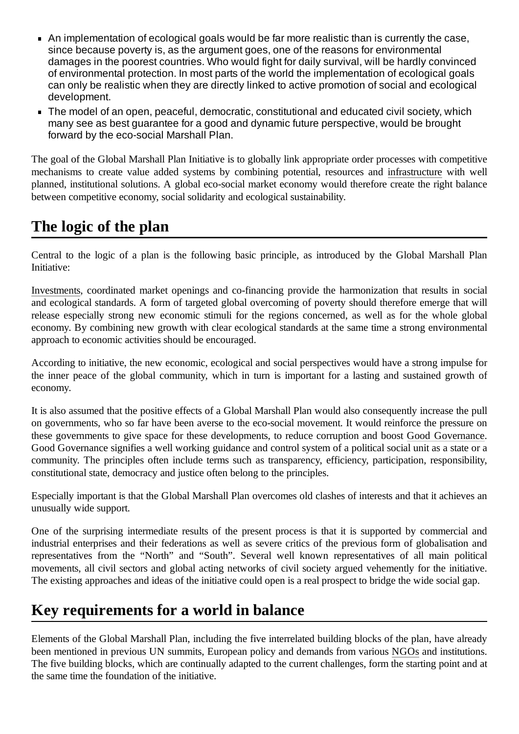- An implementation of ecological goals would be far more realistic than is currently the case, since because poverty is, as the argument goes, one of the reasons for environmental damages in the poorest countries. Who would fight for daily survival, will be hardly convinced of environmental protection. In most parts of the world the implementation of ecological goals can only be realistic when they are directly linked to active promotion of social and ecological development.
- The model of an open, peaceful, democratic, constitutional and educated civil society, which many see as best guarantee for a good and dynamic future perspective, would be brought forward by the eco-social Marshall Plan.

The goal of the Global Marshall Plan Initiative is to globally link appropriate order processes with competitive mechanisms to create value added systems by combining potential, resources and infrastructure with well planned, institutional solutions. A global eco-social market economy would therefore create the right balance between competitive economy, social solidarity and ecological sustainability.

## The logic of the plan

Central to the logic of a plan is the following basic principle, as introduced by the Global Marshall Plan Initiative:

Investments, coordinated market openings and co-financing provide the harmonization that results in social and ecological standards. A form of targeted global overcoming of poverty should therefore emerge that will release especially strong new economic stimuli for the regions concerned, as well as for the whole global economy. By combining new growth with clear ecological standards at the same time a strong environmental approach to economic activities should be encouraged.

According to initiative, the new economic, ecological and social perspectives would have a strong impulse for the inner peace of the global community, which in turn is important for a lasting and sustained growth of economy.

It is also assumed that the positive effects of a Global Marshall Plan would also consequently increase the pull on governments, who so far have been averse to the eco-social movement. It would reinforce the pressure on these governments to give space for these developments, to reduce corruption and boost Good Governance. Good Governance signifies a well working guidance and control system of a political social unit as a state or a community. The principles often include terms such as transparency, efficiency, participation, responsibility, constitutional state, democracy and justice often belong to the principles.

Especially important is that the Global Marshall Plan overcomes old clashes of interests and that it achieves an unusually wide support.

One of the surprising intermediate results of the present process is that it is supported by commercial and industrial enterprises and their federations as well as severe critics of the previous form of globalisation and representatives from the "North" and "South". Several well known representatives of all main political movements, all civil sectors and global acting networks of civil society argued vehemently for the initiative. The existing approaches and ideas of the initiative could open is a real prospect to bridge the wide social gap.

## Key requirements for a world in balance

Elements of the Global Marshall Plan, including the five interrelated building blocks of the plan, have already been mentioned in previous UN summits, European policy and demands from various NGOs and institutions. The five building blocks, which are continually adapted to the current challenges, form the starting point and at the same time the foundation of the initiative.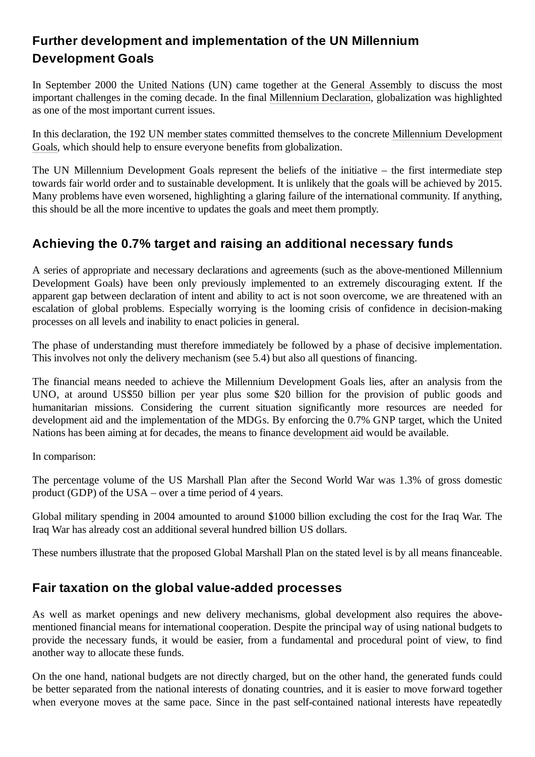## Further development and implementation of the UN Millennium Development Goals

In September 2000 the United Nations (UN) came together at the General Assembly to discuss the most important challenges in the coming decade. In the final Millennium Declaration, globalization was highlighted as one of the most important current issues.

In this declaration, the 192 UN member states committed themselves to the concrete Millennium Development Goals, which should help to ensure everyone benefits from globalization.

The UN Millennium Development Goals represent the beliefs of the initiative – the first intermediate step towards fair world order and to sustainable development. It is unlikely that the goals will be achieved by 2015. Many problems have even worsened, highlighting a glaring failure of the international community. If anything, this should be all the more incentive to updates the goals and meet them promptly.

## Achieving the 0.7% target and raising an additional necessary funds

A series of appropriate and necessary declarations and agreements (such as the above-mentioned Millennium Development Goals) have been only previously implemented to an extremely discouraging extent. If the apparent gap between declaration of intent and ability to act is not soon overcome, we are threatened with an escalation of global problems. Especially worrying is the looming crisis of confidence in decision-making processes on all levels and inability to enact policies in general.

The phase of understanding must therefore immediately be followed by a phase of decisive implementation. This involves not only the delivery mechanism (see 5.4) but also all questions of financing.

The financial means needed to achieve the Millennium Development Goals lies, after an analysis from the UNO, at around US$50 billion per year plus some $20 billion for the provision of public goods and humanitarian missions. Considering the current situation significantly more resources are needed for development aid and the implementation of the MDGs. By enforcing the 0.7% GNP target, which the United Nations has been aiming at for decades, the means to finance development aid would be available.

In comparison:

The percentage volume of the US Marshall Plan after the Second World War was 1.3% of gross domestic product (GDP) of the USA – over a time period of 4 years.

Global military spending in 2004 amounted to around $1000 billion excluding the cost for the Iraq War. The Iraq War has already cost an additional several hundred billion US dollars.

These numbers illustrate that the proposed Global Marshall Plan on the stated level is by all means financeable.

## Fair taxation on the global value-added processes

As well as market openings and new delivery mechanisms, global development also requires the above-mentioned financial means for international cooperation. Despite the principal way of using national budgets to provide the necessary funds, it would be easier, from a fundamental and procedural point of view, to find another way to allocate these funds.

On the one hand, national budgets are not directly charged, but on the other hand, the generated funds could be better separated from the national interests of donating countries, and it is easier to move forward together when everyone moves at the same pace. Since in the past self-contained national interests have repeatedly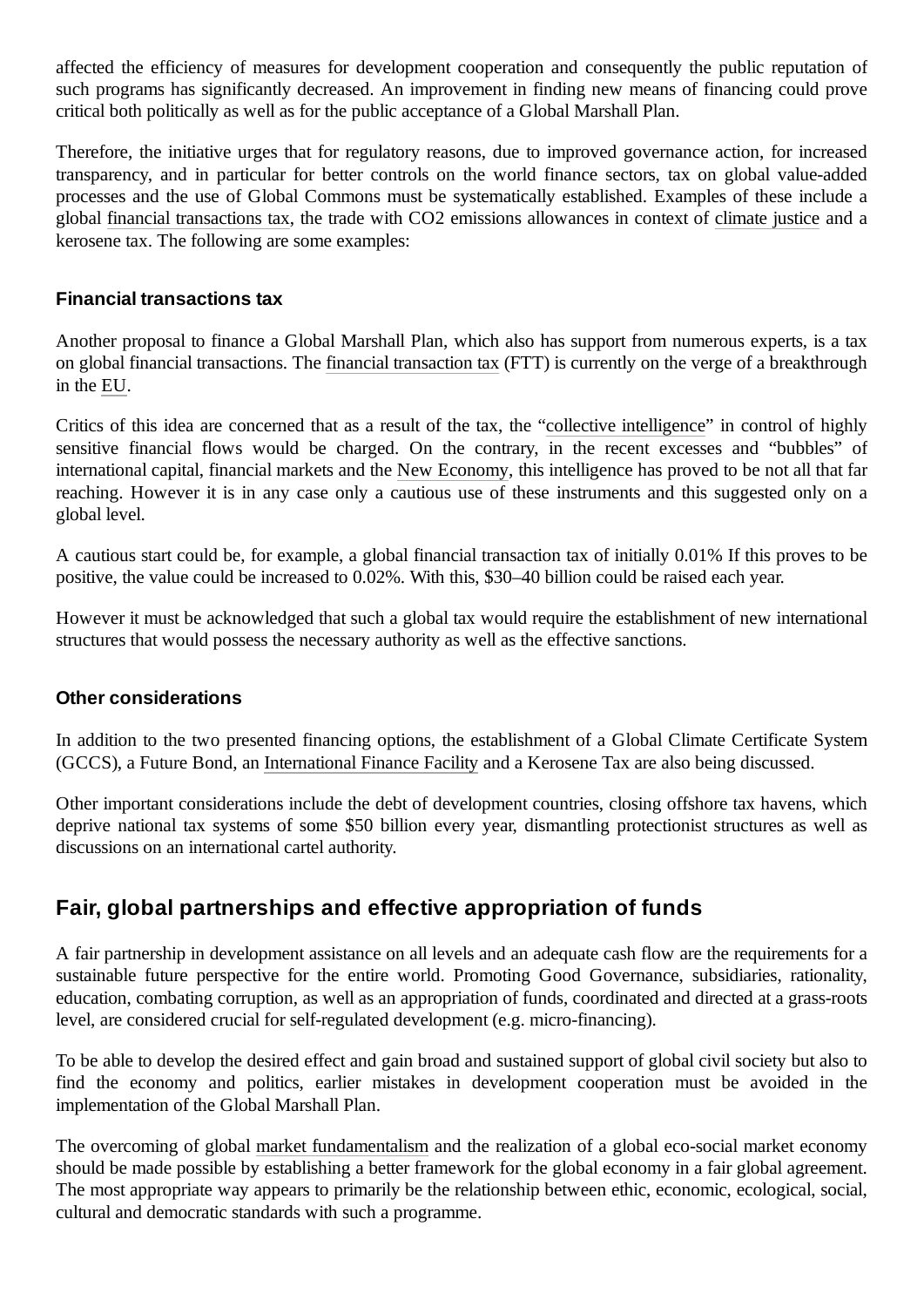affected the efficiency of measures for development cooperation and consequently the public reputation of such programs has significantly decreased. An improvement in finding new means of financing could prove critical both politically as well as for the public acceptance of a Global Marshall Plan.

Therefore, the initiative urges that for regulatory reasons, due to improved governance action, for increased transparency, and in particular for better controls on the world finance sectors, tax on global value-added processes and the use of Global Commons must be systematically established. Examples of these include a global financial transactions tax, the trade with CO2 emissions allowances in context of climate justice and a kerosene tax. The following are some examples:

### Financial transactions tax

Another proposal to finance a Global Marshall Plan, which also has support from numerous experts, is a tax on global financial transactions. The financial transaction tax (FTT) is currently on the verge of a breakthrough in the EU.

Critics of this idea are concerned that as a result of the tax, the "collective intelligence" in control of highly sensitive financial flows would be charged. On the contrary, in the recent excesses and "bubbles" of international capital, financial markets and the New Economy, this intelligence has proved to be not all that far reaching. However it is in any case only a cautious use of these instruments and this suggested only on a global level.

A cautious start could be, for example, a global financial transaction tax of initially 0.01% If this proves to be positive, the value could be increased to 0.02%. With this, $30–40 billion could be raised each year.

However it must be acknowledged that such a global tax would require the establishment of new international structures that would possess the necessary authority as well as the effective sanctions.

### Other considerations

In addition to the two presented financing options, the establishment of a Global Climate Certificate System (GCCS), a Future Bond, an International Finance Facility and a Kerosene Tax are also being discussed.

Other important considerations include the debt of development countries, closing offshore tax havens, which deprive national tax systems of some $50 billion every year, dismantling protectionist structures as well as discussions on an international cartel authority.

## Fair, global partnerships and effective appropriation of funds

A fair partnership in development assistance on all levels and an adequate cash flow are the requirements for a sustainable future perspective for the entire world. Promoting Good Governance, subsidiaries, rationality, education, combating corruption, as well as an appropriation of funds, coordinated and directed at a grass-roots level, are considered crucial for self-regulated development (e.g. micro-financing).

To be able to develop the desired effect and gain broad and sustained support of global civil society but also to find the economy and politics, earlier mistakes in development cooperation must be avoided in the implementation of the Global Marshall Plan.

The overcoming of global market fundamentalism and the realization of a global eco-social market economy should be made possible by establishing a better framework for the global economy in a fair global agreement. The most appropriate way appears to primarily be the relationship between ethic, economic, ecological, social, cultural and democratic standards with such a programme.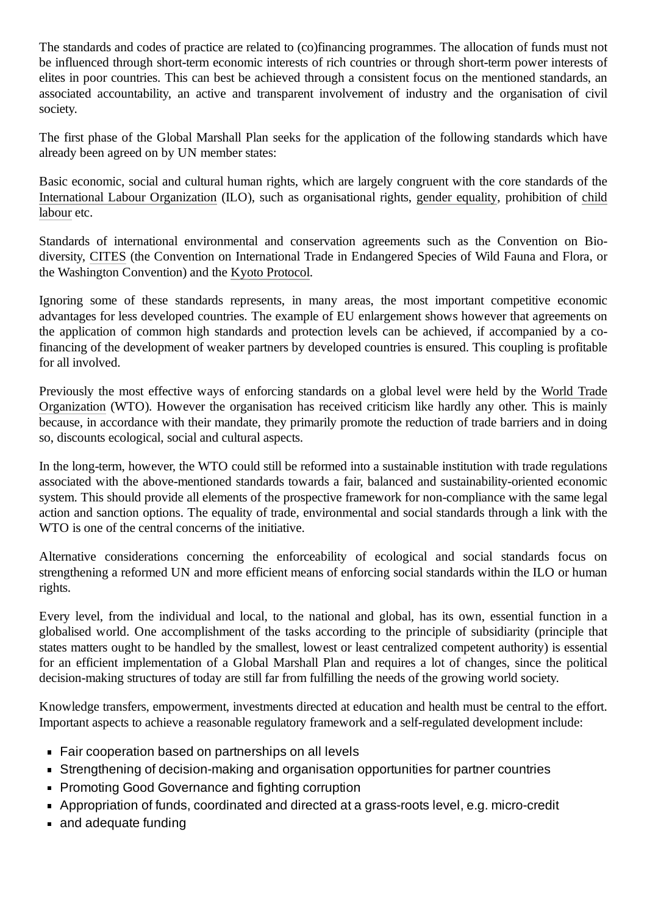The standards and codes of practice are related to (co)financing programmes. The allocation of funds must not be influenced through short-term economic interests of rich countries or through short-term power interests of elites in poor countries. This can best be achieved through a consistent focus on the mentioned standards, an associated accountability, an active and transparent involvement of industry and the organisation of civil society.

The first phase of the Global Marshall Plan seeks for the application of the following standards which have already been agreed on by UN member states:

Basic economic, social and cultural human rights, which are largely congruent with the core standards of the International Labour Organization (ILO), such as organisational rights, gender equality, prohibition of child labour etc.

Standards of international environmental and conservation agreements such as the Convention on Bio-diversity, CITES (the Convention on International Trade in Endangered Species of Wild Fauna and Flora, or the Washington Convention) and the Kyoto Protocol.

Ignoring some of these standards represents, in many areas, the most important competitive economic advantages for less developed countries. The example of EU enlargement shows however that agreements on the application of common high standards and protection levels can be achieved, if accompanied by a co-financing of the development of weaker partners by developed countries is ensured. This coupling is profitable for all involved.

Previously the most effective ways of enforcing standards on a global level were held by the World Trade Organization (WTO). However the organisation has received criticism like hardly any other. This is mainly because, in accordance with their mandate, they primarily promote the reduction of trade barriers and in doing so, discounts ecological, social and cultural aspects.

In the long-term, however, the WTO could still be reformed into a sustainable institution with trade regulations associated with the above-mentioned standards towards a fair, balanced and sustainability-oriented economic system. This should provide all elements of the prospective framework for non-compliance with the same legal action and sanction options. The equality of trade, environmental and social standards through a link with the WTO is one of the central concerns of the initiative.

Alternative considerations concerning the enforceability of ecological and social standards focus on strengthening a reformed UN and more efficient means of enforcing social standards within the ILO or human rights.

Every level, from the individual and local, to the national and global, has its own, essential function in a globalised world. One accomplishment of the tasks according to the principle of subsidiarity (principle that states matters ought to be handled by the smallest, lowest or least centralized competent authority) is essential for an efficient implementation of a Global Marshall Plan and requires a lot of changes, since the political decision-making structures of today are still far from fulfilling the needs of the growing world society.

Knowledge transfers, empowerment, investments directed at education and health must be central to the effort. Important aspects to achieve a reasonable regulatory framework and a self-regulated development include:

- Fair cooperation based on partnerships on all levels
- Strengthening of decision-making and organisation opportunities for partner countries
- Promoting Good Governance and fighting corruption
- Appropriation of funds, coordinated and directed at a grass-roots level, e.g. micro-credit
- and adequate funding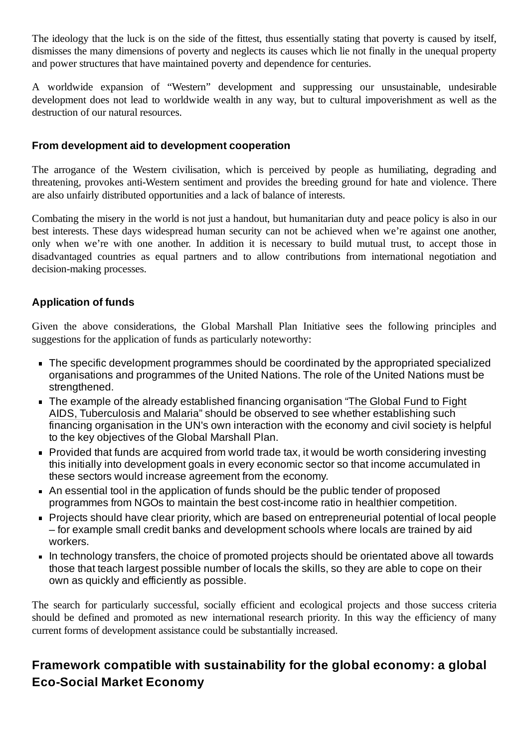The ideology that the luck is on the side of the fittest, thus essentially stating that poverty is caused by itself, dismisses the many dimensions of poverty and neglects its causes which lie not finally in the unequal property and power structures that have maintained poverty and dependence for centuries.

A worldwide expansion of "Western" development and suppressing our unsustainable, undesirable development does not lead to worldwide wealth in any way, but to cultural impoverishment as well as the destruction of our natural resources.

### From development aid to development cooperation

The arrogance of the Western civilisation, which is perceived by people as humiliating, degrading and threatening, provokes anti-Western sentiment and provides the breeding ground for hate and violence. There are also unfairly distributed opportunities and a lack of balance of interests.

Combating the misery in the world is not just a handout, but humanitarian duty and peace policy is also in our best interests. These days widespread human security can not be achieved when we're against one another, only when we're with one another. In addition it is necessary to build mutual trust, to accept those in disadvantaged countries as equal partners and to allow contributions from international negotiation and decision-making processes.

### Application of funds

Given the above considerations, the Global Marshall Plan Initiative sees the following principles and suggestions for the application of funds as particularly noteworthy:

- The specific development programmes should be coordinated by the appropriated specialized organisations and programmes of the United Nations. The role of the United Nations must be strengthened.
- The example of the already established financing organisation "The Global Fund to Fight AIDS, Tuberculosis and Malaria" should be observed to see whether establishing such financing organisation in the UN's own interaction with the economy and civil society is helpful to the key objectives of the Global Marshall Plan.
- Provided that funds are acquired from world trade tax, it would be worth considering investing this initially into development goals in every economic sector so that income accumulated in these sectors would increase agreement from the economy.
- An essential tool in the application of funds should be the public tender of proposed programmes from NGOs to maintain the best cost-income ratio in healthier competition.
- Projects should have clear priority, which are based on entrepreneurial potential of local people – for example small credit banks and development schools where locals are trained by aid workers.
- In technology transfers, the choice of promoted projects should be orientated above all towards those that teach largest possible number of locals the skills, so they are able to cope on their own as quickly and efficiently as possible.

The search for particularly successful, socially efficient and ecological projects and those success criteria should be defined and promoted as new international research priority. In this way the efficiency of many current forms of development assistance could be substantially increased.

## Framework compatible with sustainability for the global economy: a global Eco-Social Market Economy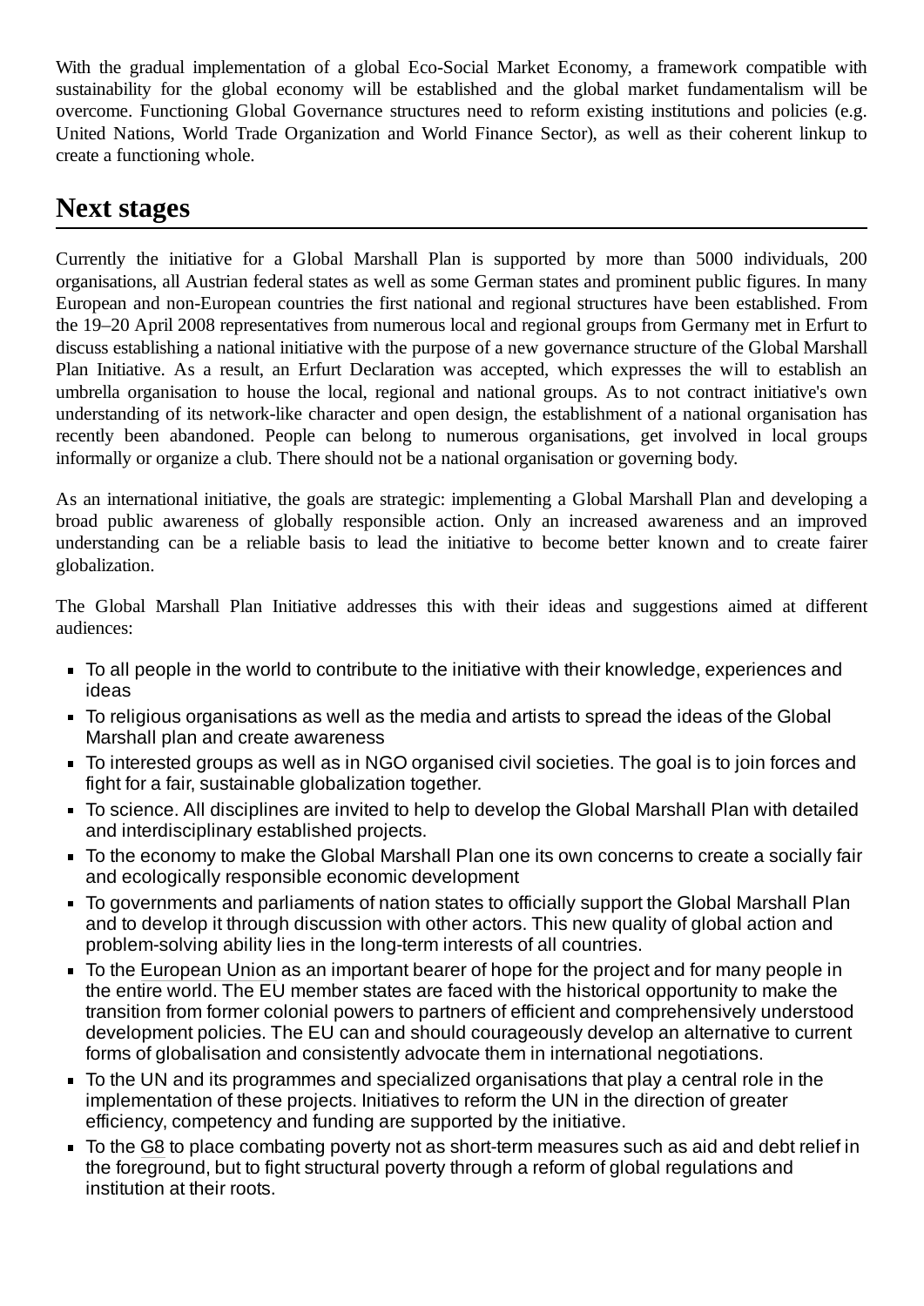With the gradual implementation of a global Eco-Social Market Economy, a framework compatible with sustainability for the global economy will be established and the global market fundamentalism will be overcome. Functioning Global Governance structures need to reform existing institutions and policies (e.g. United Nations, World Trade Organization and World Finance Sector), as well as their coherent linkup to create a functioning whole.

## Next stages

Currently the initiative for a Global Marshall Plan is supported by more than 5000 individuals, 200 organisations, all Austrian federal states as well as some German states and prominent public figures. In many European and non-European countries the first national and regional structures have been established. From the 19–20 April 2008 representatives from numerous local and regional groups from Germany met in Erfurt to discuss establishing a national initiative with the purpose of a new governance structure of the Global Marshall Plan Initiative. As a result, an Erfurt Declaration was accepted, which expresses the will to establish an umbrella organisation to house the local, regional and national groups. As to not contract initiative's own understanding of its network-like character and open design, the establishment of a national organisation has recently been abandoned. People can belong to numerous organisations, get involved in local groups informally or organize a club. There should not be a national organisation or governing body.

As an international initiative, the goals are strategic: implementing a Global Marshall Plan and developing a broad public awareness of globally responsible action. Only an increased awareness and an improved understanding can be a reliable basis to lead the initiative to become better known and to create fairer globalization.

The Global Marshall Plan Initiative addresses this with their ideas and suggestions aimed at different audiences:

- To all people in the world to contribute to the initiative with their knowledge, experiences and ideas
- To religious organisations as well as the media and artists to spread the ideas of the Global Marshall plan and create awareness
- To interested groups as well as in NGO organised civil societies. The goal is to join forces and fight for a fair, sustainable globalization together.
- To science. All disciplines are invited to help to develop the Global Marshall Plan with detailed and interdisciplinary established projects.
- To the economy to make the Global Marshall Plan one its own concerns to create a socially fair and ecologically responsible economic development
- To governments and parliaments of nation states to officially support the Global Marshall Plan and to develop it through discussion with other actors. This new quality of global action and problem-solving ability lies in the long-term interests of all countries.
- To the European Union as an important bearer of hope for the project and for many people in the entire world. The EU member states are faced with the historical opportunity to make the transition from former colonial powers to partners of efficient and comprehensively understood development policies. The EU can and should courageously develop an alternative to current forms of globalisation and consistently advocate them in international negotiations.
- To the UN and its programmes and specialized organisations that play a central role in the implementation of these projects. Initiatives to reform the UN in the direction of greater efficiency, competency and funding are supported by the initiative.
- To the G8 to place combating poverty not as short-term measures such as aid and debt relief in the foreground, but to fight structural poverty through a reform of global regulations and institution at their roots.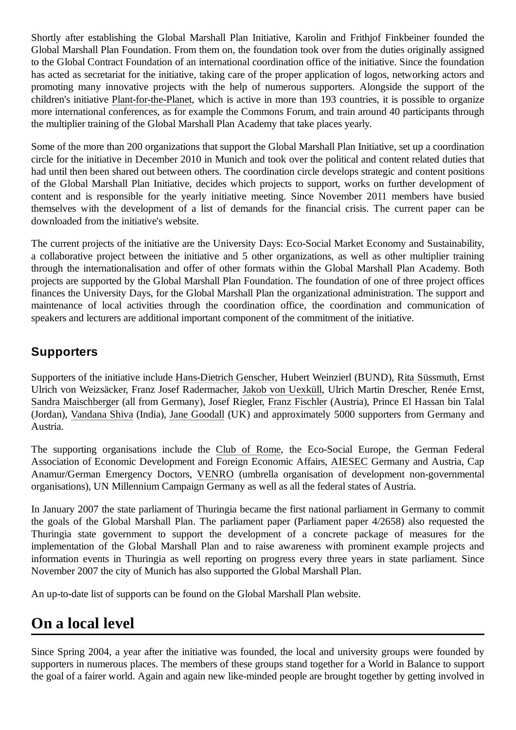Shortly after establishing the Global Marshall Plan Initiative, Karolin and Frithjof Finkbeiner founded the Global Marshall Plan Foundation. From them on, the foundation took over from the duties originally assigned to the Global Contract Foundation of an international coordination office of the initiative. Since the foundation has acted as secretariat for the initiative, taking care of the proper application of logos, networking actors and promoting many innovative projects with the help of numerous supporters. Alongside the support of the children's initiative Plant-for-the-Planet, which is active in more than 193 countries, it is possible to organize more international conferences, as for example the Commons Forum, and train around 40 participants through the multiplier training of the Global Marshall Plan Academy that take places yearly.

Some of the more than 200 organizations that support the Global Marshall Plan Initiative, set up a coordination circle for the initiative in December 2010 in Munich and took over the political and content related duties that had until then been shared out between others. The coordination circle develops strategic and content positions of the Global Marshall Plan Initiative, decides which projects to support, works on further development of content and is responsible for the yearly initiative meeting. Since November 2011 members have busied themselves with the development of a list of demands for the financial crisis. The current paper can be downloaded from the initiative's website.

The current projects of the initiative are the University Days: Eco-Social Market Economy and Sustainability, a collaborative project between the initiative and 5 other organizations, as well as other multiplier training through the internationalisation and offer of other formats within the Global Marshall Plan Academy. Both projects are supported by the Global Marshall Plan Foundation. The foundation of one of three project offices finances the University Days, for the Global Marshall Plan the organizational administration. The support and maintenance of local activities through the coordination office, the coordination and communication of speakers and lecturers are additional important component of the commitment of the initiative.

### Supporters

Supporters of the initiative include Hans-Dietrich Genscher, Hubert Weinzierl (BUND), Rita Süssmuth, Ernst Ulrich von Weizsäcker, Franz Josef Radermacher, Jakob von Uexküll, Ulrich Martin Drescher, Renée Ernst, Sandra Maischberger (all from Germany), Josef Riegler, Franz Fischler (Austria), Prince El Hassan bin Talal (Jordan), Vandana Shiva (India), Jane Goodall (UK) and approximately 5000 supporters from Germany and Austria.

The supporting organisations include the Club of Rome, the Eco-Social Europe, the German Federal Association of Economic Development and Foreign Economic Affairs, AIESEC Germany and Austria, Cap Anamur/German Emergency Doctors, VENRO (umbrella organisation of development non-governmental organisations), UN Millennium Campaign Germany as well as all the federal states of Austria.

In January 2007 the state parliament of Thuringia became the first national parliament in Germany to commit the goals of the Global Marshall Plan. The parliament paper (Parliament paper 4/2658) also requested the Thuringia state government to support the development of a concrete package of measures for the implementation of the Global Marshall Plan and to raise awareness with prominent example projects and information events in Thuringia as well reporting on progress every three years in state parliament. Since November 2007 the city of Munich has also supported the Global Marshall Plan.

An up-to-date list of supports can be found on the Global Marshall Plan website.

## On a local level

Since Spring 2004, a year after the initiative was founded, the local and university groups were founded by supporters in numerous places. The members of these groups stand together for a World in Balance to support the goal of a fairer world. Again and again new like-minded people are brought together by getting involved in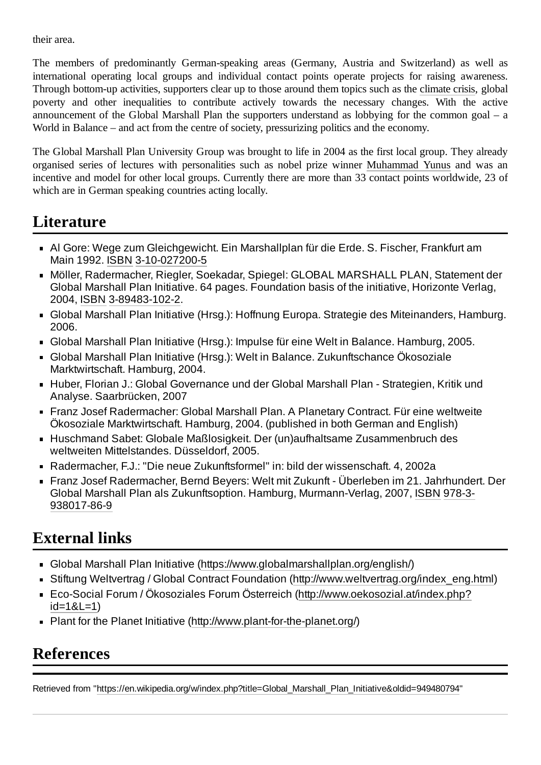their area.

The members of predominantly German-speaking areas (Germany, Austria and Switzerland) as well as international operating local groups and individual contact points operate projects for raising awareness. Through bottom-up activities, supporters clear up to those around them topics such as the climate crisis, global poverty and other inequalities to contribute actively towards the necessary changes. With the active announcement of the Global Marshall Plan the supporters understand as lobbying for the common goal – a World in Balance – and act from the centre of society, pressurizing politics and the economy.

The Global Marshall Plan University Group was brought to life in 2004 as the first local group. They already organised series of lectures with personalities such as nobel prize winner Muhammad Yunus and was an incentive and model for other local groups. Currently there are more than 33 contact points worldwide, 23 of which are in German speaking countries acting locally.

# Literature

- Al Gore: Wege zum Gleichgewicht. Ein Marshallplan für die Erde. S. Fischer, Frankfurt am Main 1992. ISBN 3-10-027200-5
- Möller, Radermacher, Riegler, Soekadar, Spiegel: GLOBAL MARSHALL PLAN, Statement der Global Marshall Plan Initiative. 64 pages. Foundation basis of the initiative, Horizonte Verlag, 2004, ISBN 3-89483-102-2.
- Global Marshall Plan Initiative (Hrsg.): Hoffnung Europa. Strategie des Miteinanders, Hamburg. 2006.
- Global Marshall Plan Initiative (Hrsg.): Impulse für eine Welt in Balance. Hamburg, 2005.
- Global Marshall Plan Initiative (Hrsg.): Welt in Balance. Zukunftschance Ökosoziale Marktwirtschaft. Hamburg, 2004.
- Huber, Florian J.: Global Governance und der Global Marshall Plan - Strategien, Kritik und Analyse. Saarbrücken, 2007
- Franz Josef Radermacher: Global Marshall Plan. A Planetary Contract. Für eine weltweite Ökosoziale Marktwirtschaft. Hamburg, 2004. (published in both German and English)
- Huschmand Sabet: Globale Maßlosigkeit. Der (un)aufhaltsame Zusammenbruch des weltweiten Mittelstandes. Düsseldorf, 2005.
- Radermacher, F.J.: "Die neue Zukunftsformel" in: bild der wissenschaft. 4, 2002a
- Franz Josef Radermacher, Bernd Beyers: Welt mit Zukunft - Überleben im 21. Jahrhundert. Der Global Marshall Plan als Zukunftsoption. Hamburg, Murmann-Verlag, 2007, ISBN 978-3-938017-86-9

# External links

- Global Marshall Plan Initiative (https://www.globalmarshallplan.org/english/)
- Stiftung Weltvertrag / Global Contract Foundation (http://www.weltvertrag.org/index_eng.html)
- Eco-Social Forum / Ökosoziales Forum Österreich (http://www.oekosozial.at/index.php?id=1&L=1)
- Plant for the Planet Initiative (http://www.plant-for-the-planet.org/)

# References

Retrieved from "https://en.wikipedia.org/w/index.php?title=Global_Marshall_Plan_Initiative&oldid=949480794"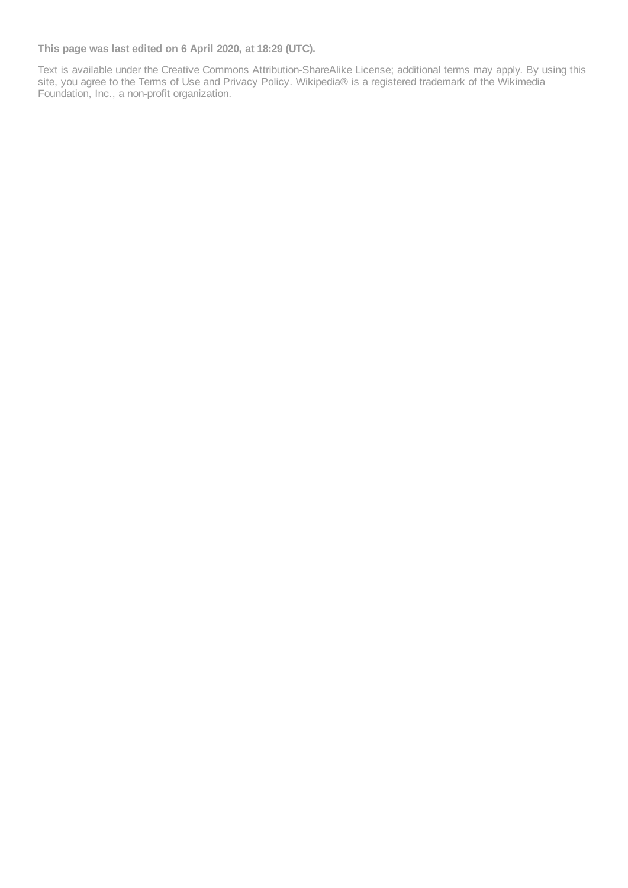**This page was last edited on 6 April 2020, at 18:29 (UTC).**

Text is available under the Creative Commons Attribution-ShareAlike License; additional terms may apply. By using this site, you agree to the Terms of Use and Privacy Policy. Wikipedia® is a registered trademark of the Wikimedia Foundation, Inc., a non-profit organization.